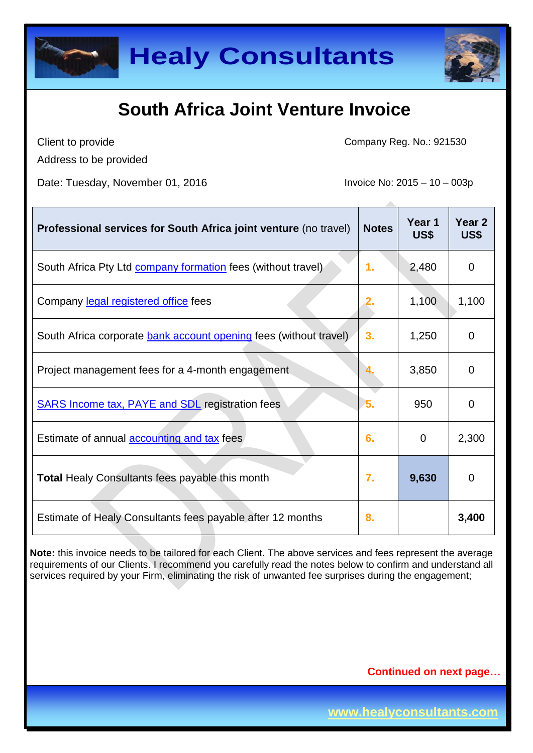# Healy Consultants

## South Africa Joint Venture Invoice

Client to provide
Address to be provided

Company Reg. No.: 921530

Date: Tuesday, November 01, 2016

Invoice No: 2015 – 10 – 003p

| **Professional services for South Africa joint venture** (no travel) | **Notes** | **Year 1 US$** | **Year 2 US$** |
|---|---|---|---|
| South Africa Pty Ltd company formation fees (without travel) | 1. | 2,480 | 0 |
| Company legal registered office fees | 2. | 1,100 | 1,100 |
| South Africa corporate bank account opening fees (without travel) | 3. | 1,250 | 0 |
| Project management fees for a 4-month engagement | 4. | 3,850 | 0 |
| SARS Income tax, PAYE and SDL registration fees | 5. | 950 | 0 |
| Estimate of annual accounting and tax fees | 6. | 0 | 2,300 |
| **Total** Healy Consultants fees payable this month | 7. | **9,630** | 0 |
| Estimate of Healy Consultants fees payable after 12 months | 8. | | **3,400** |

**Note:** this invoice needs to be tailored for each Client. The above services and fees represent the average requirements of our Clients. I recommend you carefully read the notes below to confirm and understand all services required by your Firm, eliminating the risk of unwanted fee surprises during the engagement;

**Continued on next page…**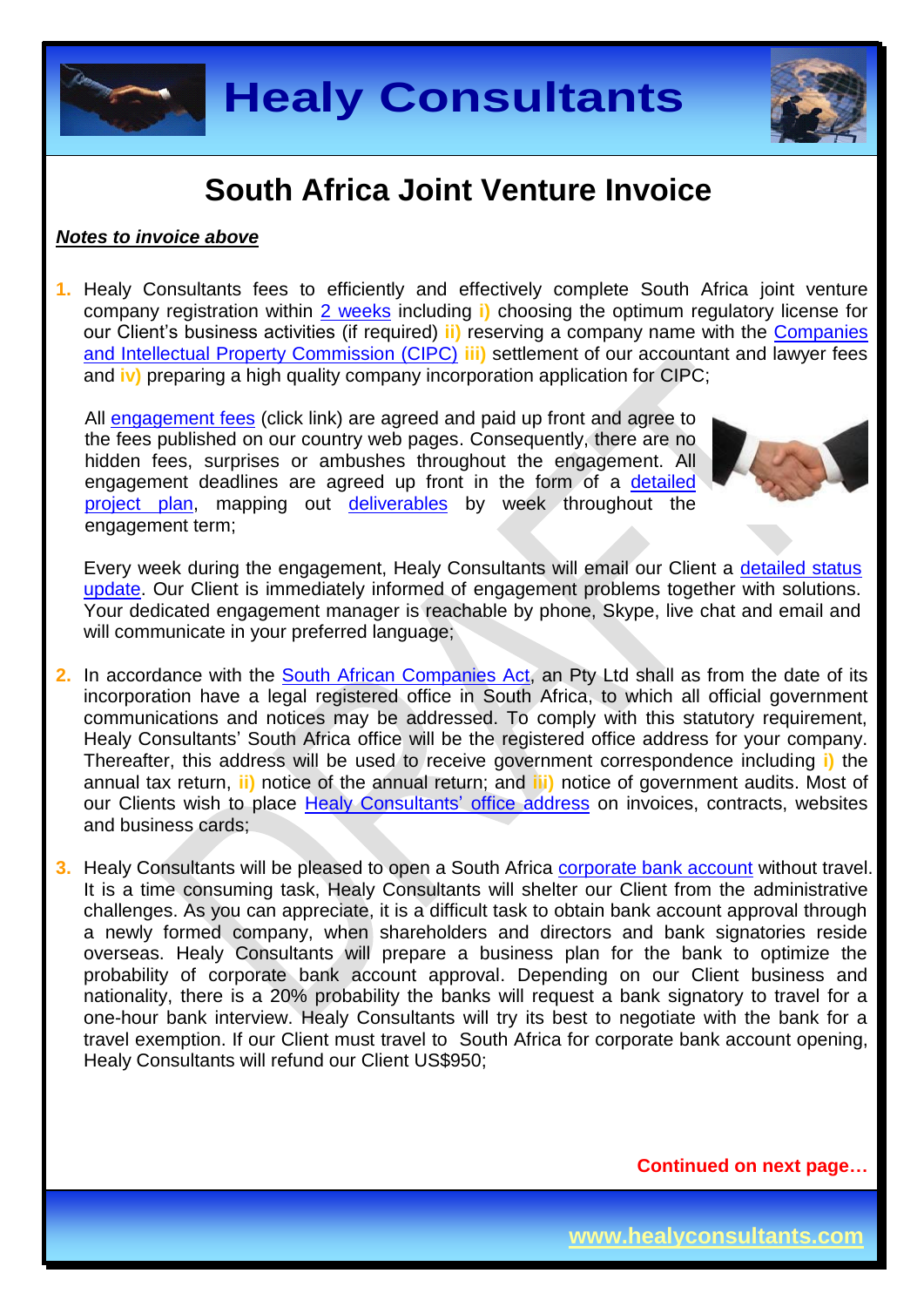# South Africa Joint Venture Invoice

***Notes to invoice above***

1. Healy Consultants fees to efficiently and effectively complete South Africa joint venture company registration within 2 weeks including **i)** choosing the optimum regulatory license for our Client's business activities (if required) **ii)** reserving a company name with the Companies and Intellectual Property Commission (CIPC) **iii)** settlement of our accountant and lawyer fees and **iv)** preparing a high quality company incorporation application for CIPC;

   All engagement fees (click link) are agreed and paid up front and agree to the fees published on our country web pages. Consequently, there are no hidden fees, surprises or ambushes throughout the engagement. All engagement deadlines are agreed up front in the form of a detailed project plan, mapping out deliverables by week throughout the engagement term;

   Every week during the engagement, Healy Consultants will email our Client a detailed status update. Our Client is immediately informed of engagement problems together with solutions. Your dedicated engagement manager is reachable by phone, Skype, live chat and email and will communicate in your preferred language;

2. In accordance with the South African Companies Act, an Pty Ltd shall as from the date of its incorporation have a legal registered office in South Africa, to which all official government communications and notices may be addressed. To comply with this statutory requirement, Healy Consultants' South Africa office will be the registered office address for your company. Thereafter, this address will be used to receive government correspondence including **i)** the annual tax return, **ii)** notice of the annual return; and **iii)** notice of government audits. Most of our Clients wish to place Healy Consultants' office address on invoices, contracts, websites and business cards;

3. Healy Consultants will be pleased to open a South Africa corporate bank account without travel. It is a time consuming task, Healy Consultants will shelter our Client from the administrative challenges. As you can appreciate, it is a difficult task to obtain bank account approval through a newly formed company, when shareholders and directors and bank signatories reside overseas. Healy Consultants will prepare a business plan for the bank to optimize the probability of corporate bank account approval. Depending on our Client business and nationality, there is a 20% probability the banks will request a bank signatory to travel for a one-hour bank interview. Healy Consultants will try its best to negotiate with the bank for a travel exemption. If our Client must travel to South Africa for corporate bank account opening, Healy Consultants will refund our Client US$950;

**Continued on next page…**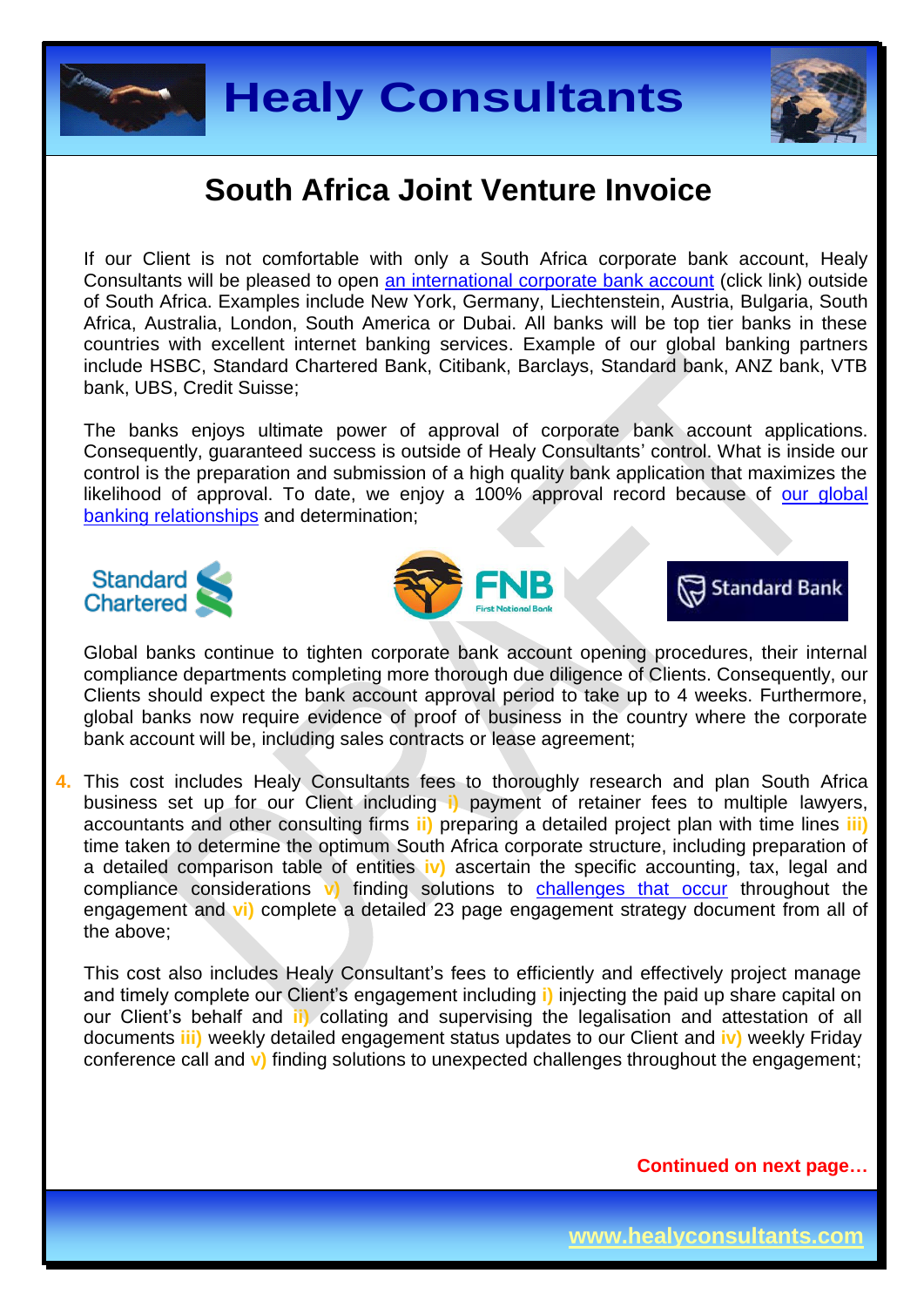# South Africa Joint Venture Invoice

If our Client is not comfortable with only a South Africa corporate bank account, Healy Consultants will be pleased to open an international corporate bank account (click link) outside of South Africa. Examples include New York, Germany, Liechtenstein, Austria, Bulgaria, South Africa, Australia, London, South America or Dubai. All banks will be top tier banks in these countries with excellent internet banking services. Example of our global banking partners include HSBC, Standard Chartered Bank, Citibank, Barclays, Standard bank, ANZ bank, VTB bank, UBS, Credit Suisse;

The banks enjoys ultimate power of approval of corporate bank account applications. Consequently, guaranteed success is outside of Healy Consultants' control. What is inside our control is the preparation and submission of a high quality bank application that maximizes the likelihood of approval. To date, we enjoy a 100% approval record because of our global banking relationships and determination;

Global banks continue to tighten corporate bank account opening procedures, their internal compliance departments completing more thorough due diligence of Clients. Consequently, our Clients should expect the bank account approval period to take up to 4 weeks. Furthermore, global banks now require evidence of proof of business in the country where the corporate bank account will be, including sales contracts or lease agreement;

4. This cost includes Healy Consultants fees to thoroughly research and plan South Africa business set up for our Client including **i)** payment of retainer fees to multiple lawyers, accountants and other consulting firms **ii)** preparing a detailed project plan with time lines **iii)** time taken to determine the optimum South Africa corporate structure, including preparation of a detailed comparison table of entities **iv)** ascertain the specific accounting, tax, legal and compliance considerations **v)** finding solutions to challenges that occur throughout the engagement and **vi)** complete a detailed 23 page engagement strategy document from all of the above;

   This cost also includes Healy Consultant's fees to efficiently and effectively project manage and timely complete our Client's engagement including **i)** injecting the paid up share capital on our Client's behalf and **ii)** collating and supervising the legalisation and attestation of all documents **iii)** weekly detailed engagement status updates to our Client and **iv)** weekly Friday conference call and **v)** finding solutions to unexpected challenges throughout the engagement;

**Continued on next page…**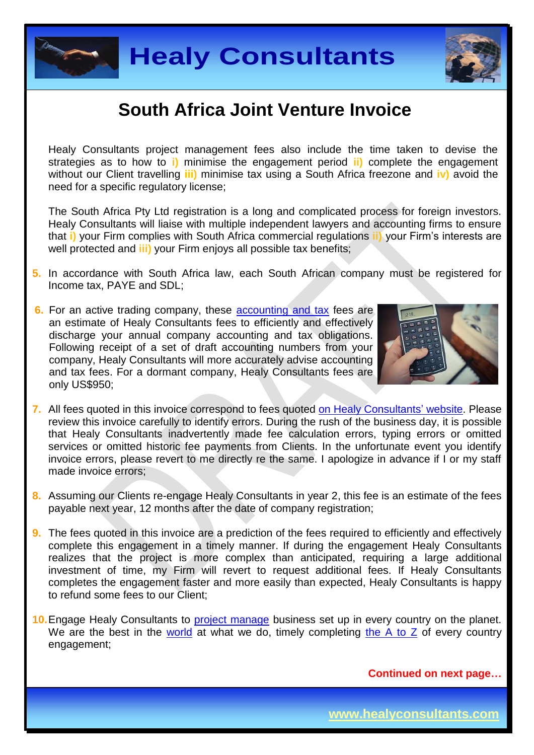# South Africa Joint Venture Invoice

Healy Consultants project management fees also include the time taken to devise the strategies as to how to **i)** minimise the engagement period **ii)** complete the engagement without our Client travelling **iii)** minimise tax using a South Africa freezone and **iv)** avoid the need for a specific regulatory license;

The South Africa Pty Ltd registration is a long and complicated process for foreign investors. Healy Consultants will liaise with multiple independent lawyers and accounting firms to ensure that **i)** your Firm complies with South Africa commercial regulations **ii)** your Firm's interests are well protected and **iii)** your Firm enjoys all possible tax benefits;

5. In accordance with South Africa law, each South African company must be registered for Income tax, PAYE and SDL;

6. For an active trading company, these accounting and tax fees are an estimate of Healy Consultants fees to efficiently and effectively discharge your annual company accounting and tax obligations. Following receipt of a set of draft accounting numbers from your company, Healy Consultants will more accurately advise accounting and tax fees. For a dormant company, Healy Consultants fees are only US$950;

7. All fees quoted in this invoice correspond to fees quoted on Healy Consultants' website. Please review this invoice carefully to identify errors. During the rush of the business day, it is possible that Healy Consultants inadvertently made fee calculation errors, typing errors or omitted services or omitted historic fee payments from Clients. In the unfortunate event you identify invoice errors, please revert to me directly re the same. I apologize in advance if I or my staff made invoice errors;

8. Assuming our Clients re-engage Healy Consultants in year 2, this fee is an estimate of the fees payable next year, 12 months after the date of company registration;

9. The fees quoted in this invoice are a prediction of the fees required to efficiently and effectively complete this engagement in a timely manner. If during the engagement Healy Consultants realizes that the project is more complex than anticipated, requiring a large additional investment of time, my Firm will revert to request additional fees. If Healy Consultants completes the engagement faster and more easily than expected, Healy Consultants is happy to refund some fees to our Client;

10. Engage Healy Consultants to project manage business set up in every country on the planet. We are the best in the world at what we do, timely completing the A to Z of every country engagement;

**Continued on next page…**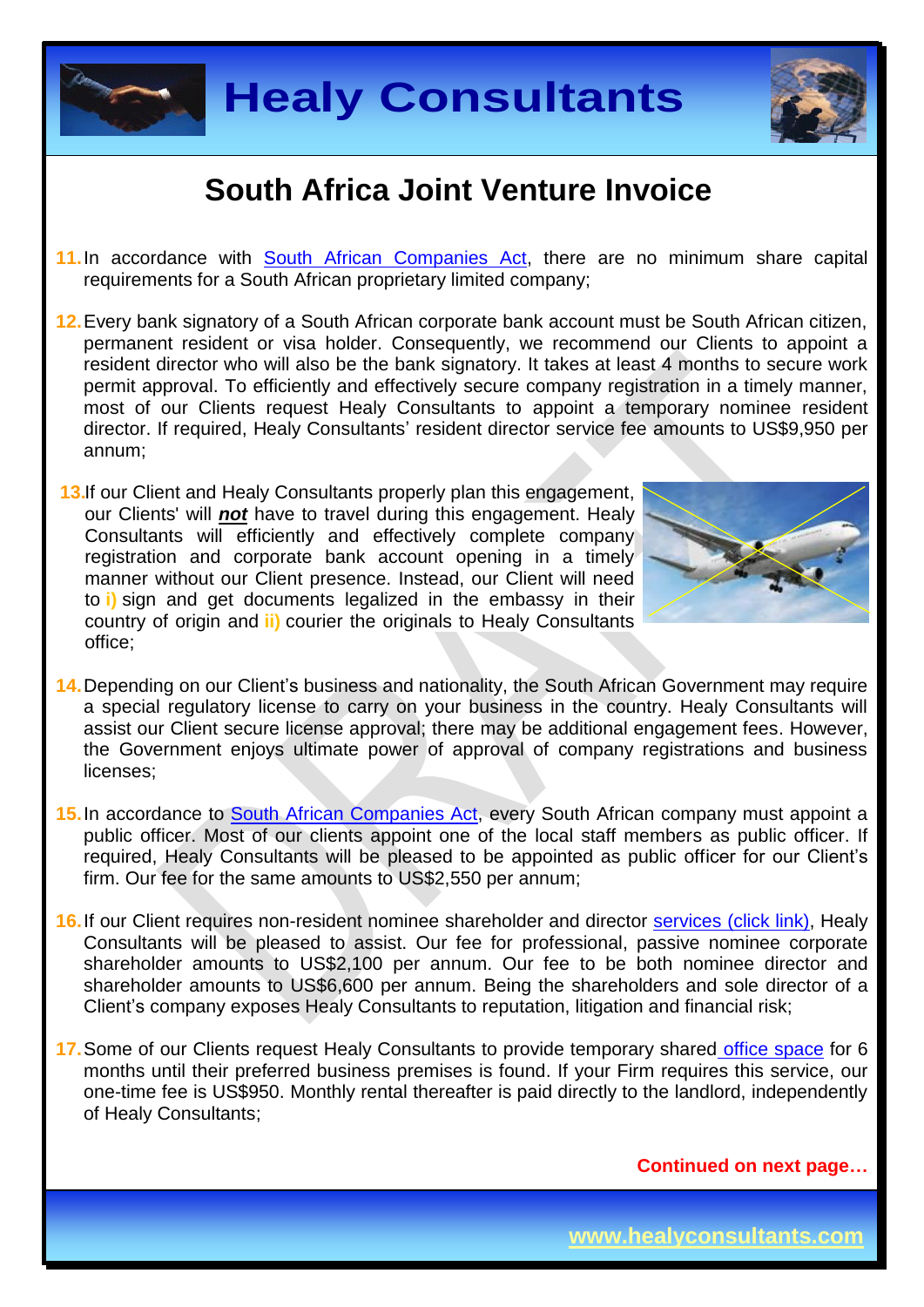# South Africa Joint Venture Invoice

11. In accordance with South African Companies Act, there are no minimum share capital requirements for a South African proprietary limited company;

12. Every bank signatory of a South African corporate bank account must be South African citizen, permanent resident or visa holder. Consequently, we recommend our Clients to appoint a resident director who will also be the bank signatory. It takes at least 4 months to secure work permit approval. To efficiently and effectively secure company registration in a timely manner, most of our Clients request Healy Consultants to appoint a temporary nominee resident director. If required, Healy Consultants' resident director service fee amounts to US$9,950 per annum;

13. If our Client and Healy Consultants properly plan this engagement, our Clients' will ***not*** have to travel during this engagement. Healy Consultants will efficiently and effectively complete company registration and corporate bank account opening in a timely manner without our Client presence. Instead, our Client will need to **i)** sign and get documents legalized in the embassy in their country of origin and **ii)** courier the originals to Healy Consultants office;

14. Depending on our Client's business and nationality, the South African Government may require a special regulatory license to carry on your business in the country. Healy Consultants will assist our Client secure license approval; there may be additional engagement fees. However, the Government enjoys ultimate power of approval of company registrations and business licenses;

15. In accordance to South African Companies Act, every South African company must appoint a public officer. Most of our clients appoint one of the local staff members as public officer. If required, Healy Consultants will be pleased to be appointed as public officer for our Client's firm. Our fee for the same amounts to US$2,550 per annum;

16. If our Client requires non-resident nominee shareholder and director services (click link), Healy Consultants will be pleased to assist. Our fee for professional, passive nominee corporate shareholder amounts to US$2,100 per annum. Our fee to be both nominee director and shareholder amounts to US$6,600 per annum. Being the shareholders and sole director of a Client's company exposes Healy Consultants to reputation, litigation and financial risk;

17. Some of our Clients request Healy Consultants to provide temporary shared office space for 6 months until their preferred business premises is found. If your Firm requires this service, our one-time fee is US$950. Monthly rental thereafter is paid directly to the landlord, independently of Healy Consultants;

**Continued on next page…**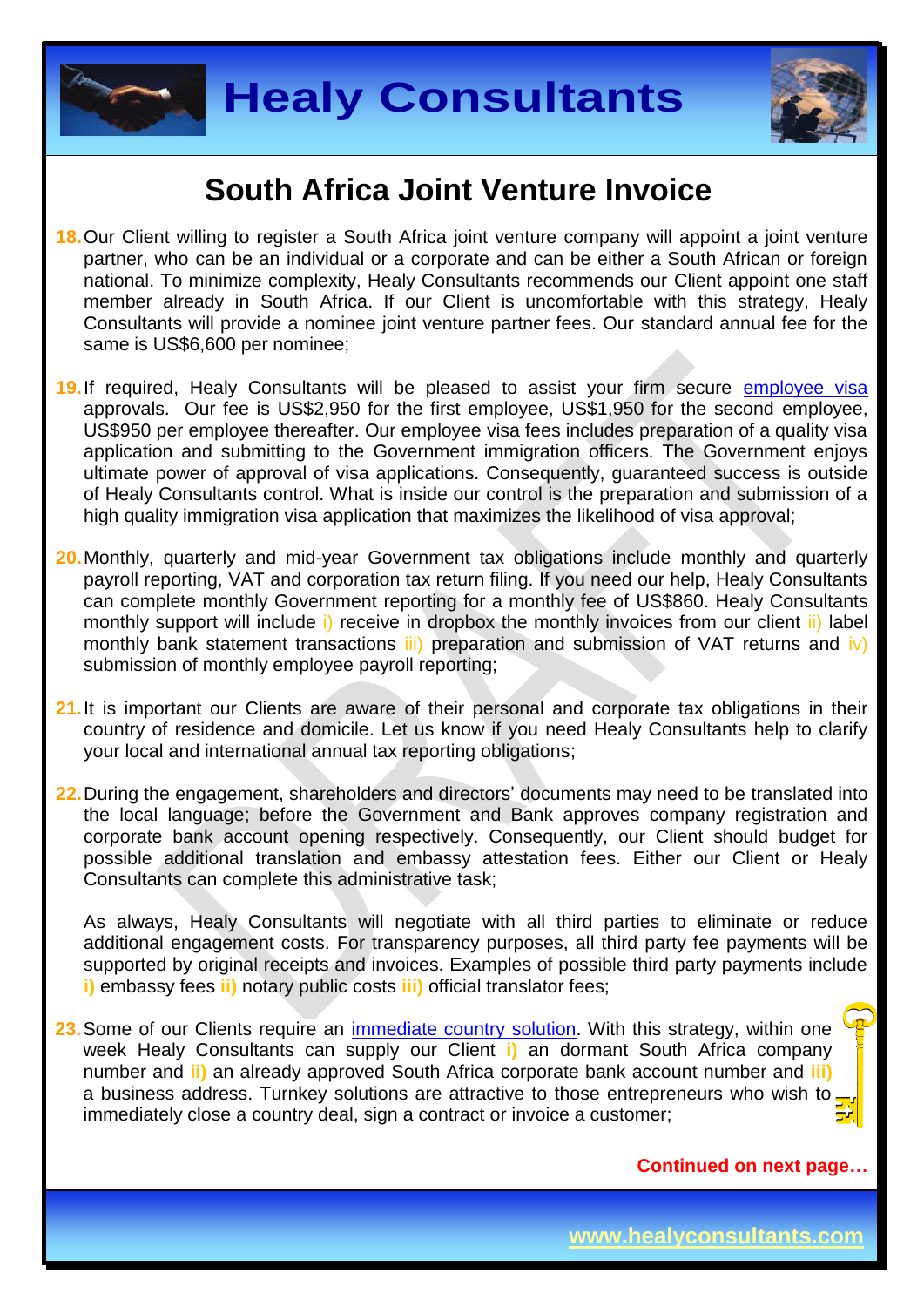## South Africa Joint Venture Invoice

18. Our Client willing to register a South Africa joint venture company will appoint a joint venture partner, who can be an individual or a corporate and can be either a South African or foreign national. To minimize complexity, Healy Consultants recommends our Client appoint one staff member already in South Africa. If our Client is uncomfortable with this strategy, Healy Consultants will provide a nominee joint venture partner fees. Our standard annual fee for the same is US$6,600 per nominee;

19. If required, Healy Consultants will be pleased to assist your firm secure employee visa approvals. Our fee is US$2,950 for the first employee, US$1,950 for the second employee, US$950 per employee thereafter. Our employee visa fees includes preparation of a quality visa application and submitting to the Government immigration officers. The Government enjoys ultimate power of approval of visa applications. Consequently, guaranteed success is outside of Healy Consultants control. What is inside our control is the preparation and submission of a high quality immigration visa application that maximizes the likelihood of visa approval;

20. Monthly, quarterly and mid-year Government tax obligations include monthly and quarterly payroll reporting, VAT and corporation tax return filing. If you need our help, Healy Consultants can complete monthly Government reporting for a monthly fee of US$860. Healy Consultants monthly support will include i) receive in dropbox the monthly invoices from our client ii) label monthly bank statement transactions iii) preparation and submission of VAT returns and iv) submission of monthly employee payroll reporting;

21. It is important our Clients are aware of their personal and corporate tax obligations in their country of residence and domicile. Let us know if you need Healy Consultants help to clarify your local and international annual tax reporting obligations;

22. During the engagement, shareholders and directors' documents may need to be translated into the local language; before the Government and Bank approves company registration and corporate bank account opening respectively. Consequently, our Client should budget for possible additional translation and embassy attestation fees. Either our Client or Healy Consultants can complete this administrative task;

    As always, Healy Consultants will negotiate with all third parties to eliminate or reduce additional engagement costs. For transparency purposes, all third party fee payments will be supported by original receipts and invoices. Examples of possible third party payments include **i)** embassy fees **ii)** notary public costs **iii)** official translator fees;

23. Some of our Clients require an immediate country solution. With this strategy, within one week Healy Consultants can supply our Client **i)** an dormant South Africa company number and **ii)** an already approved South Africa corporate bank account number and **iii)** a business address. Turnkey solutions are attractive to those entrepreneurs who wish to immediately close a country deal, sign a contract or invoice a customer;

**Continued on next page…**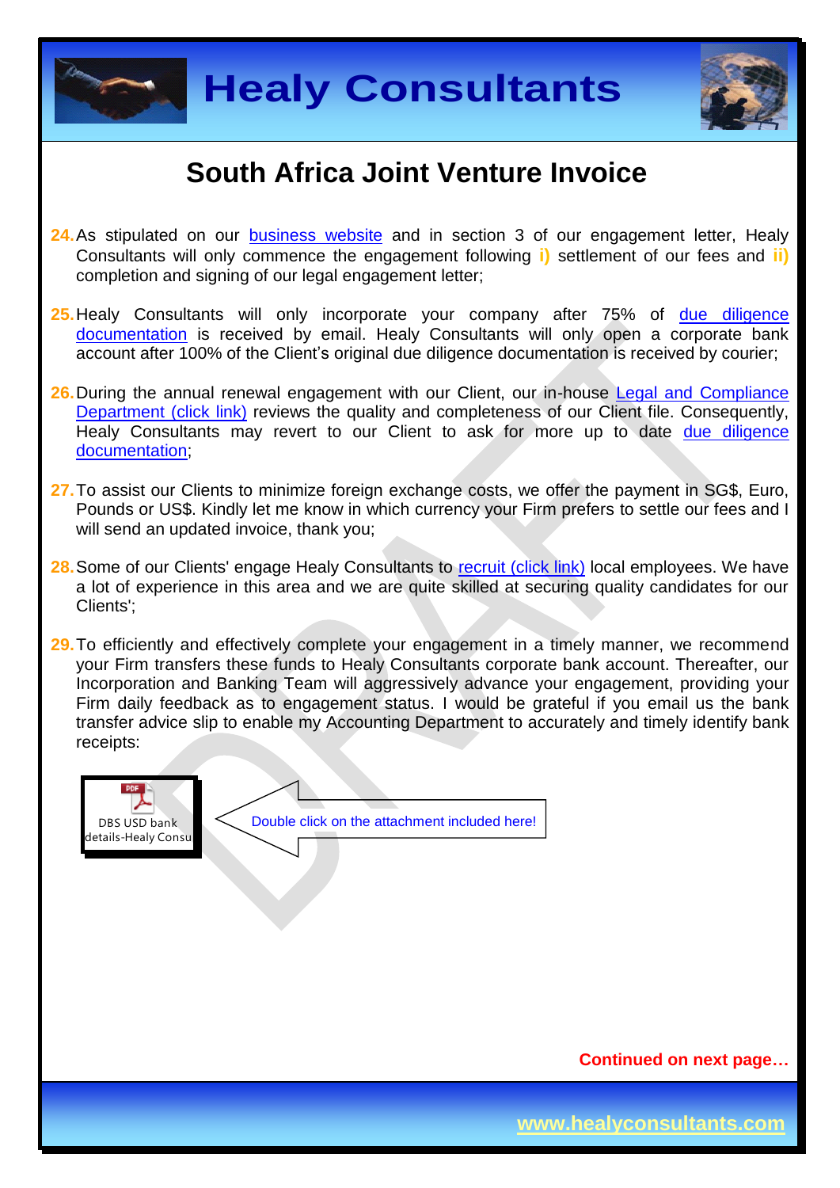# South Africa Joint Venture Invoice

24. As stipulated on our business website and in section 3 of our engagement letter, Healy Consultants will only commence the engagement following **i)** settlement of our fees and **ii)** completion and signing of our legal engagement letter;

25. Healy Consultants will only incorporate your company after 75% of due diligence documentation is received by email. Healy Consultants will only open a corporate bank account after 100% of the Client's original due diligence documentation is received by courier;

26. During the annual renewal engagement with our Client, our in-house Legal and Compliance Department (click link) reviews the quality and completeness of our Client file. Consequently, Healy Consultants may revert to our Client to ask for more up to date due diligence documentation;

27. To assist our Clients to minimize foreign exchange costs, we offer the payment in SG$, Euro, Pounds or US$. Kindly let me know in which currency your Firm prefers to settle our fees and I will send an updated invoice, thank you;

28. Some of our Clients' engage Healy Consultants to recruit (click link) local employees. We have a lot of experience in this area and we are quite skilled at securing quality candidates for our Clients';

29. To efficiently and effectively complete your engagement in a timely manner, we recommend your Firm transfers these funds to Healy Consultants corporate bank account. Thereafter, our Incorporation and Banking Team will aggressively advance your engagement, providing your Firm daily feedback as to engagement status. I would be grateful if you email us the bank transfer advice slip to enable my Accounting Department to accurately and timely identify bank receipts:

DBS USD bank details-Healy Consu

Double click on the attachment included here!

**Continued on next page…**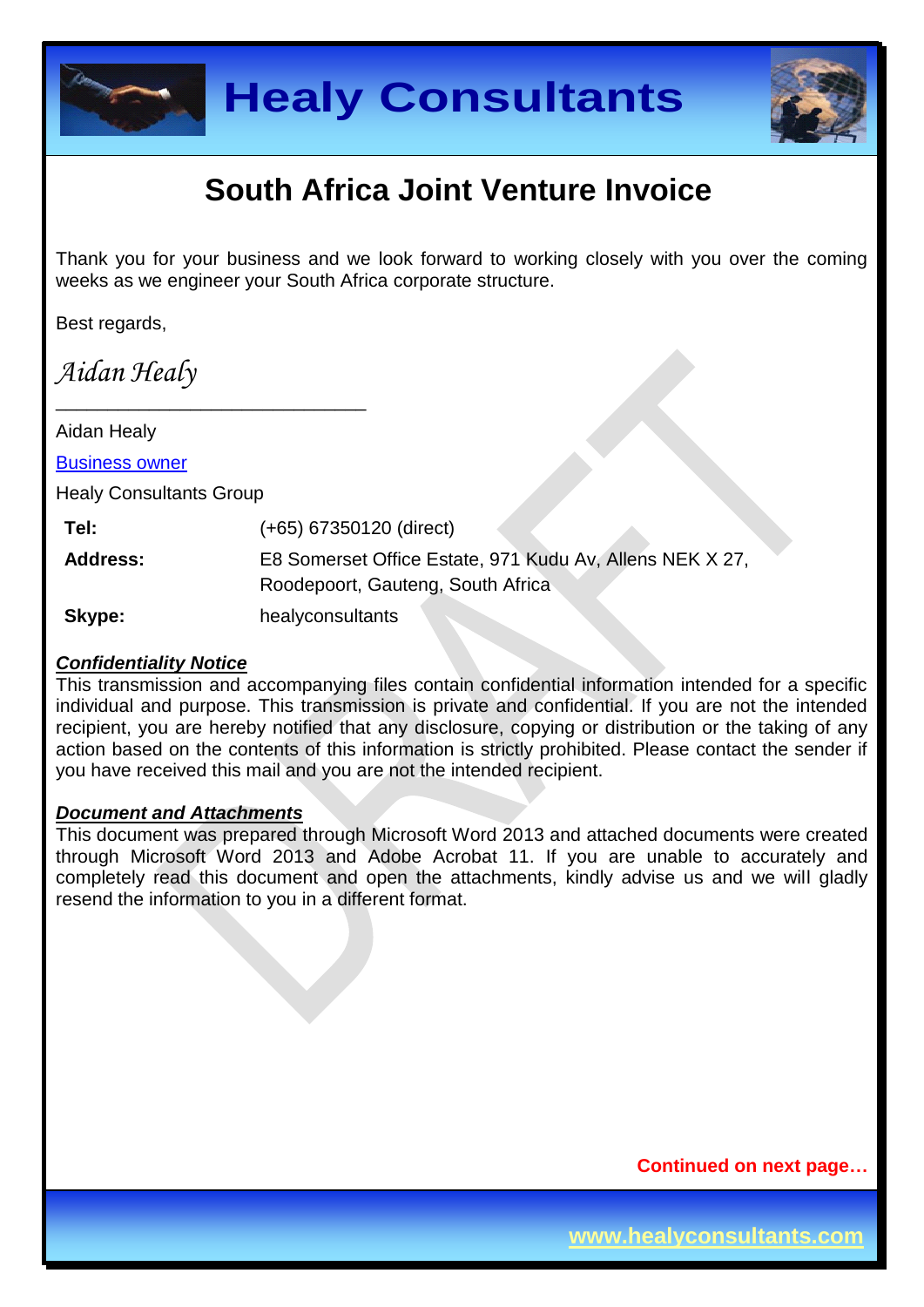# South Africa Joint Venture Invoice

Thank you for your business and we look forward to working closely with you over the coming weeks as we engineer your South Africa corporate structure.

Best regards,

*Aidan Healy*

\_\_\_\_\_\_\_\_\_\_\_\_\_\_\_\_\_\_\_\_\_\_\_\_\_\_\_\_\_\_

Aidan Healy

[Business owner]()

Healy Consultants Group

| | |
|---|---|
| **Tel:** | (+65) 67350120 (direct) |
| **Address:** | E8 Somerset Office Estate, 971 Kudu Av, Allens NEK X 27, Roodepoort, Gauteng, South Africa |
| **Skype:** | healyconsultants |

***Confidentiality Notice***

This transmission and accompanying files contain confidential information intended for a specific individual and purpose. This transmission is private and confidential. If you are not the intended recipient, you are hereby notified that any disclosure, copying or distribution or the taking of any action based on the contents of this information is strictly prohibited. Please contact the sender if you have received this mail and you are not the intended recipient.

***Document and Attachments***

This document was prepared through Microsoft Word 2013 and attached documents were created through Microsoft Word 2013 and Adobe Acrobat 11. If you are unable to accurately and completely read this document and open the attachments, kindly advise us and we will gladly resend the information to you in a different format.

**Continued on next page…**